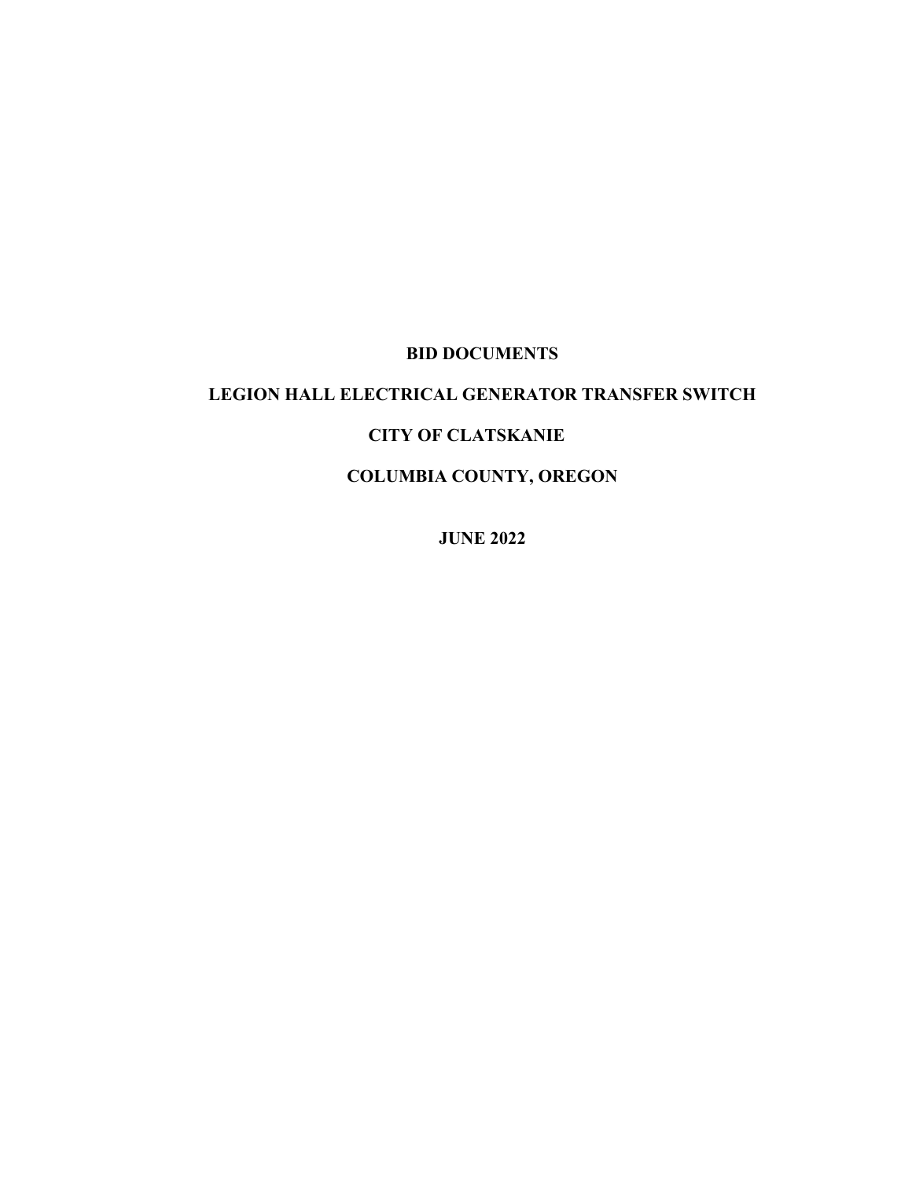# BID DOCUMENTS

## LEGION HALL ELECTRICAL GENERATOR TRANSFER SWITCH

## CITY OF CLATSKANIE

## COLUMBIA COUNTY, OREGON

**JUNE 2022**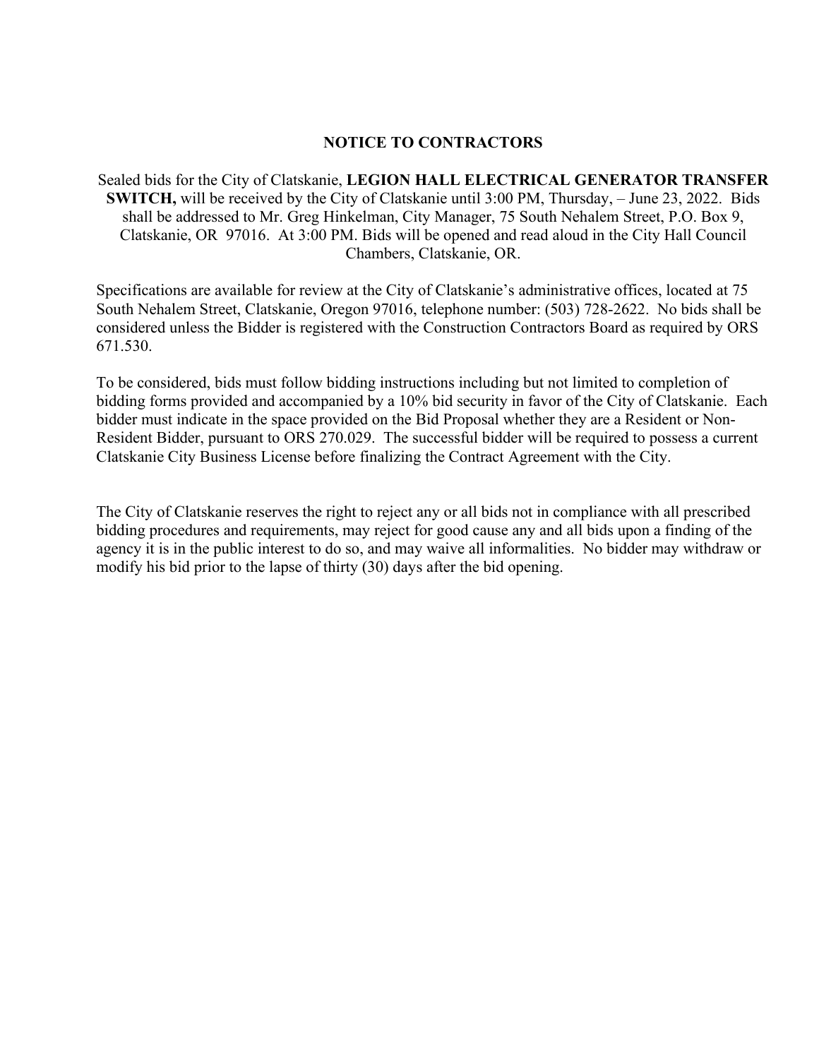# NOTICE TO CONTRACTORS

Sealed bids for the City of Clatskanie, **LEGION HALL ELECTRICAL GENERATOR TRANSFER SWITCH,** will be received by the City of Clatskanie until 3:00 PM, Thursday, – June 23, 2022. Bids shall be addressed to Mr. Greg Hinkelman, City Manager, 75 South Nehalem Street, P.O. Box 9, Clatskanie, OR 97016. At 3:00 PM. Bids will be opened and read aloud in the City Hall Council Chambers, Clatskanie, OR.

Specifications are available for review at the City of Clatskanie's administrative offices, located at 75 South Nehalem Street, Clatskanie, Oregon 97016, telephone number: (503) 728-2622. No bids shall be considered unless the Bidder is registered with the Construction Contractors Board as required by ORS 671.530.

To be considered, bids must follow bidding instructions including but not limited to completion of bidding forms provided and accompanied by a 10% bid security in favor of the City of Clatskanie. Each bidder must indicate in the space provided on the Bid Proposal whether they are a Resident or Non-Resident Bidder, pursuant to ORS 270.029. The successful bidder will be required to possess a current Clatskanie City Business License before finalizing the Contract Agreement with the City.

The City of Clatskanie reserves the right to reject any or all bids not in compliance with all prescribed bidding procedures and requirements, may reject for good cause any and all bids upon a finding of the agency it is in the public interest to do so, and may waive all informalities. No bidder may withdraw or modify his bid prior to the lapse of thirty (30) days after the bid opening.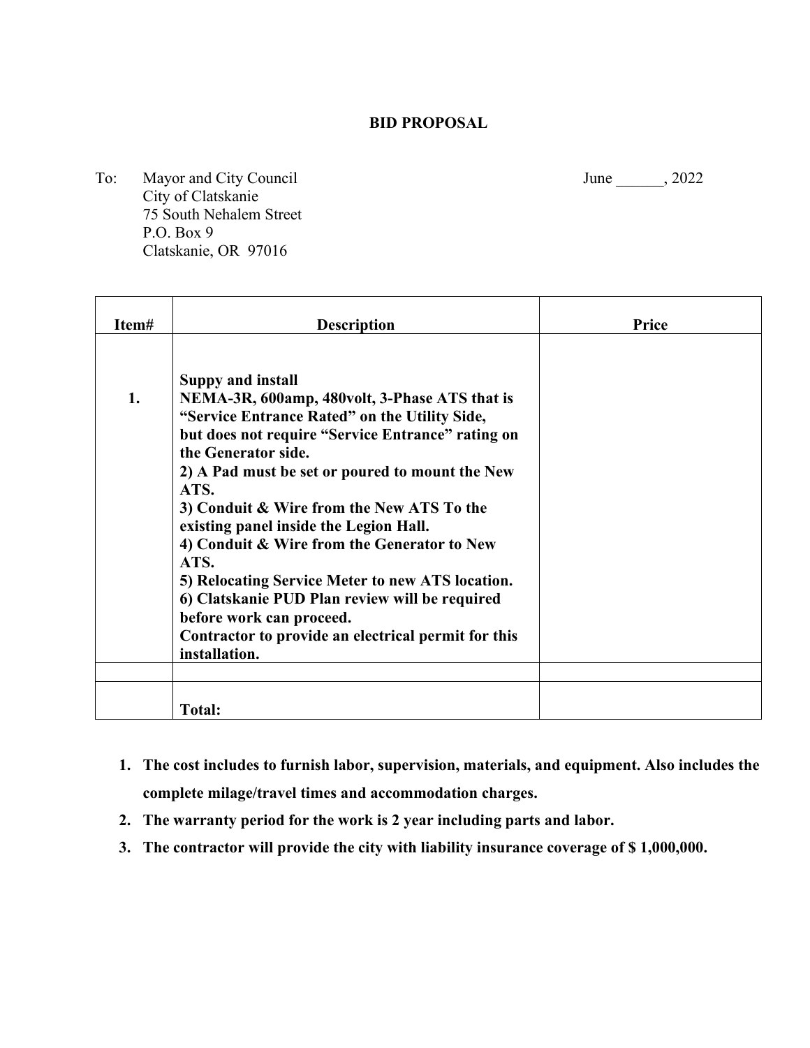# BID PROPOSAL

To: Mayor and City Council
City of Clatskanie
75 South Nehalem Street
P.O. Box 9
Clatskanie, OR 97016

June ______, 2022

| Item# | Description | Price |
|---|---|---|
| **1.** | **Suppy and install**<br>**NEMA-3R, 600amp, 480volt, 3-Phase ATS that is "Service Entrance Rated" on the Utility Side, but does not require "Service Entrance" rating on the Generator side.**<br>**2) A Pad must be set or poured to mount the New ATS.**<br>**3) Conduit & Wire from the New ATS To the existing panel inside the Legion Hall.**<br>**4) Conduit & Wire from the Generator to New ATS.**<br>**5) Relocating Service Meter to new ATS location.**<br>**6) Clatskanie PUD Plan review will be required before work can proceed.**<br>**Contractor to provide an electrical permit for this installation.** | |
| | | |
| | **Total:** | |

1. **The cost includes to furnish labor, supervision, materials, and equipment. Also includes the complete milage/travel times and accommodation charges.**
2. **The warranty period for the work is 2 year including parts and labor.**
3. **The contractor will provide the city with liability insurance coverage of $ 1,000,000.**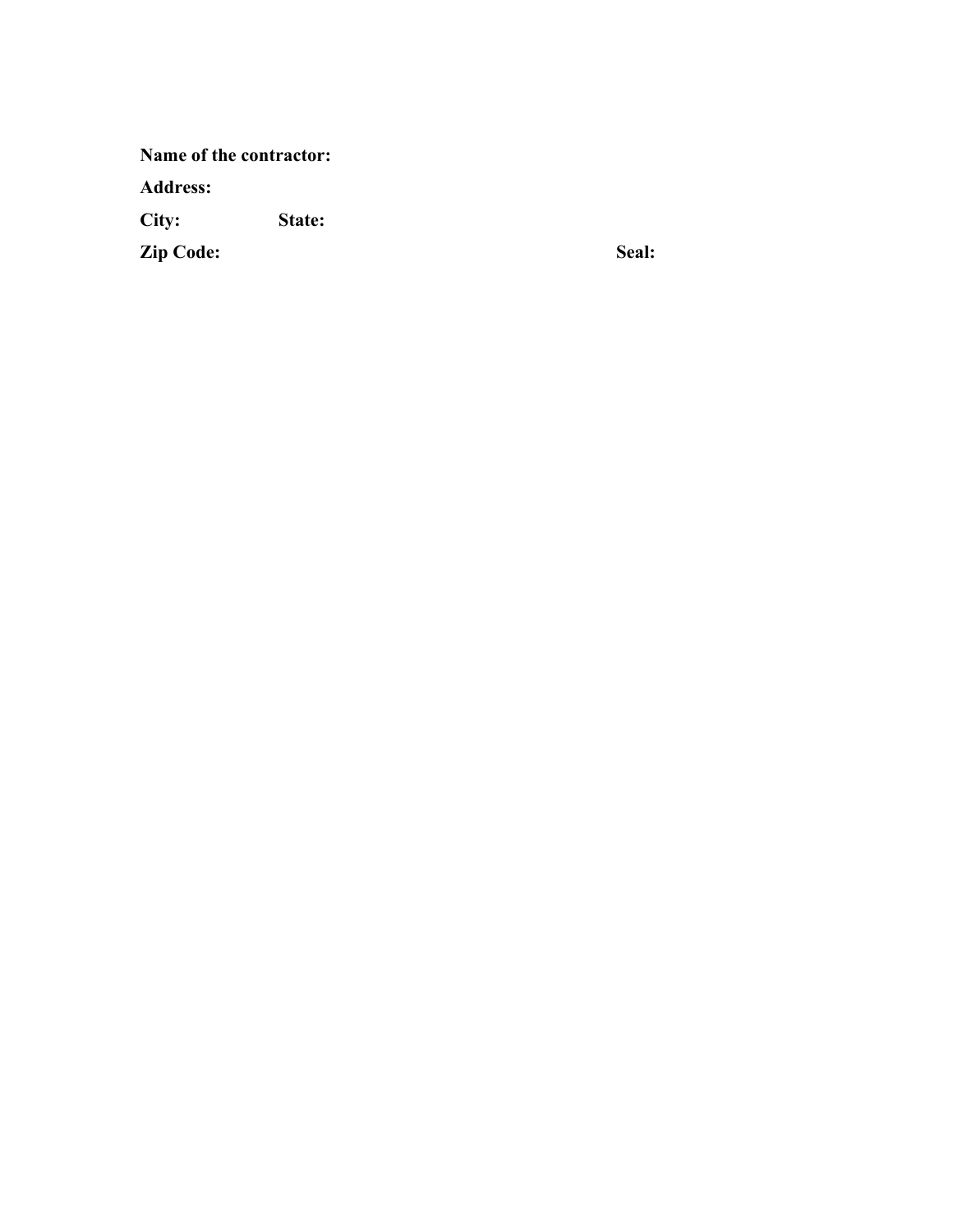**Name of the contractor:**

**Address:**

**City:** **State:**

**Zip Code:** **Seal:**